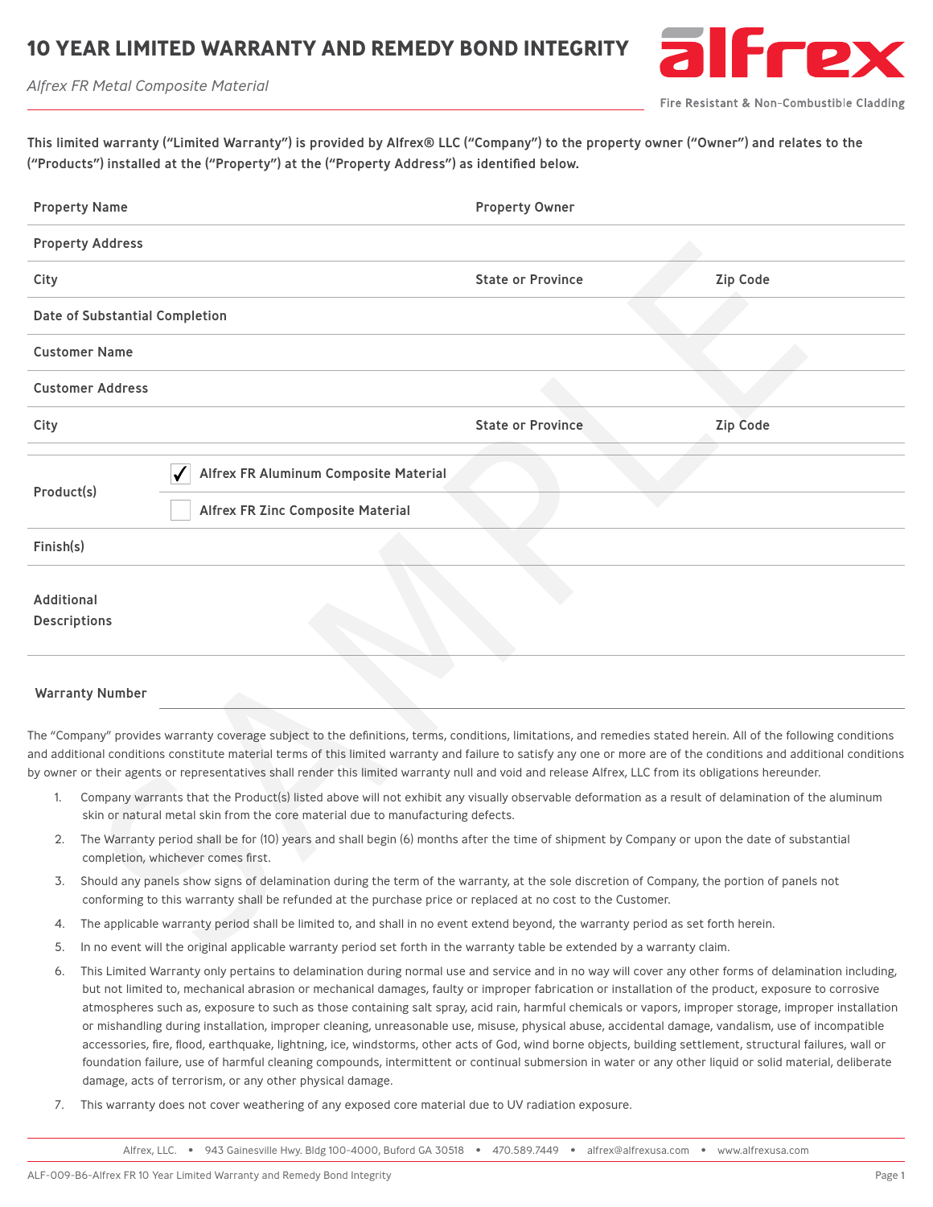# 10 YEAR LIMITED WARRANTY AND REMEDY BOND INTEGRITY

*Alfrex FR Metal Composite Material*

Fire Resistant & Non-Combustible Cladding

**This limited warranty ("Limited Warranty") is provided by Alfrex® LLC ("Company") to the property owner ("Owner") and relates to the ("Products") installed at the ("Property") at the ("Property Address") as identified below.**

| | | | |
|---|---|---|---|
| **Property Name** | | **Property Owner** | |
| **Property Address** | | | |
| **City** | | **State or Province** | **Zip Code** |
| **Date of Substantial Completion** | | | |
| **Customer Name** | | | |
| **Customer Address** | | | |
| **City** | | **State or Province** | **Zip Code** |
| **Product(s)** | ☑ **Alfrex FR Aluminum Composite Material** | | |
| | ☐ **Alfrex FR Zinc Composite Material** | | |
| **Finish(s)** | | | |
| **Additional Descriptions** | | | |

**Warranty Number**

The "Company" provides warranty coverage subject to the definitions, terms, conditions, limitations, and remedies stated herein. All of the following conditions and additional conditions constitute material terms of this limited warranty and failure to satisfy any one or more are of the conditions and additional conditions by owner or their agents or representatives shall render this limited warranty null and void and release Alfrex, LLC from its obligations hereunder.

1. Company warrants that the Product(s) listed above will not exhibit any visually observable deformation as a result of delamination of the aluminum skin or natural metal skin from the core material due to manufacturing defects.
2. The Warranty period shall be for (10) years and shall begin (6) months after the time of shipment by Company or upon the date of substantial completion, whichever comes first.
3. Should any panels show signs of delamination during the term of the warranty, at the sole discretion of Company, the portion of panels not conforming to this warranty shall be refunded at the purchase price or replaced at no cost to the Customer.
4. The applicable warranty period shall be limited to, and shall in no event extend beyond, the warranty period as set forth herein.
5. In no event will the original applicable warranty period set forth in the warranty table be extended by a warranty claim.
6. This Limited Warranty only pertains to delamination during normal use and service and in no way will cover any other forms of delamination including, but not limited to, mechanical abrasion or mechanical damages, faulty or improper fabrication or installation of the product, exposure to corrosive atmospheres such as, exposure to such as those containing salt spray, acid rain, harmful chemicals or vapors, improper storage, improper installation or mishandling during installation, improper cleaning, unreasonable use, misuse, physical abuse, accidental damage, vandalism, use of incompatible accessories, fire, flood, earthquake, lightning, ice, windstorms, other acts of God, wind borne objects, building settlement, structural failures, wall or foundation failure, use of harmful cleaning compounds, intermittent or continual submersion in water or any other liquid or solid material, deliberate damage, acts of terrorism, or any other physical damage.
7. This warranty does not cover weathering of any exposed core material due to UV radiation exposure.

Alfrex, LLC. • 943 Gainesville Hwy. Bldg 100-4000, Buford GA 30518 • 470.589.7449 • alfrex@alfrexusa.com • www.alfrexusa.com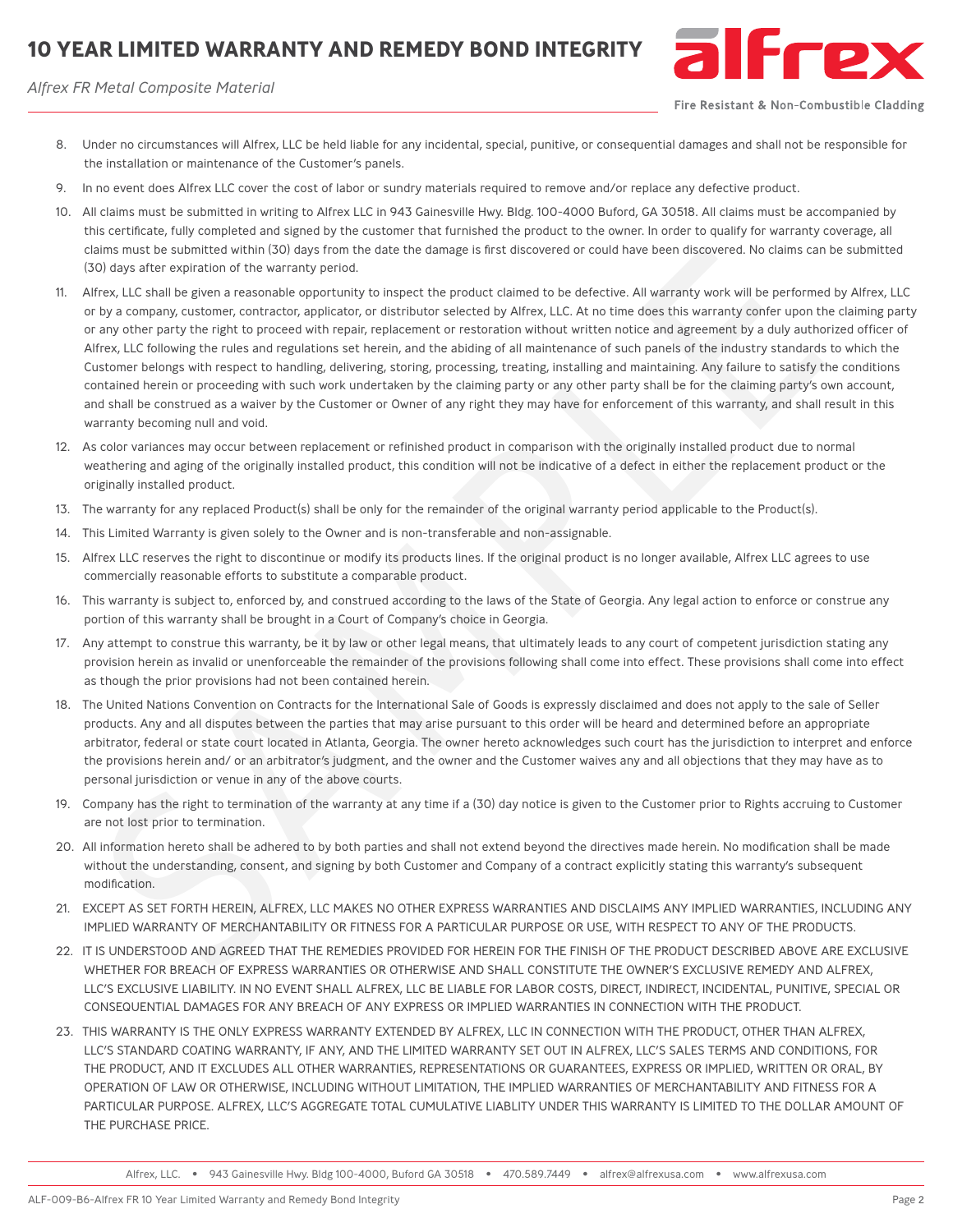8. Under no circumstances will Alfrex, LLC be held liable for any incidental, special, punitive, or consequential damages and shall not be responsible for the installation or maintenance of the Customer's panels.
9. In no event does Alfrex LLC cover the cost of labor or sundry materials required to remove and/or replace any defective product.
10. All claims must be submitted in writing to Alfrex LLC in 943 Gainesville Hwy. Bldg. 100-4000 Buford, GA 30518. All claims must be accompanied by this certificate, fully completed and signed by the customer that furnished the product to the owner. In order to qualify for warranty coverage, all claims must be submitted within (30) days from the date the damage is first discovered or could have been discovered. No claims can be submitted (30) days after expiration of the warranty period.
11. Alfrex, LLC shall be given a reasonable opportunity to inspect the product claimed to be defective. All warranty work will be performed by Alfrex, LLC or by a company, customer, contractor, applicator, or distributor selected by Alfrex, LLC. At no time does this warranty confer upon the claiming party or any other party the right to proceed with repair, replacement or restoration without written notice and agreement by a duly authorized officer of Alfrex, LLC following the rules and regulations set herein, and the abiding of all maintenance of such panels of the industry standards to which the Customer belongs with respect to handling, delivering, storing, processing, treating, installing and maintaining. Any failure to satisfy the conditions contained herein or proceeding with such work undertaken by the claiming party or any other party shall be for the claiming party's own account, and shall be construed as a waiver by the Customer or Owner of any right they may have for enforcement of this warranty, and shall result in this warranty becoming null and void.
12. As color variances may occur between replacement or refinished product in comparison with the originally installed product due to normal weathering and aging of the originally installed product, this condition will not be indicative of a defect in either the replacement product or the originally installed product.
13. The warranty for any replaced Product(s) shall be only for the remainder of the original warranty period applicable to the Product(s).
14. This Limited Warranty is given solely to the Owner and is non-transferable and non-assignable.
15. Alfrex LLC reserves the right to discontinue or modify its products lines. If the original product is no longer available, Alfrex LLC agrees to use commercially reasonable efforts to substitute a comparable product.
16. This warranty is subject to, enforced by, and construed according to the laws of the State of Georgia. Any legal action to enforce or construe any portion of this warranty shall be brought in a Court of Company's choice in Georgia.
17. Any attempt to construe this warranty, be it by law or other legal means, that ultimately leads to any court of competent jurisdiction stating any provision herein as invalid or unenforceable the remainder of the provisions following shall come into effect. These provisions shall come into effect as though the prior provisions had not been contained herein.
18. The United Nations Convention on Contracts for the International Sale of Goods is expressly disclaimed and does not apply to the sale of Seller products. Any and all disputes between the parties that may arise pursuant to this order will be heard and determined before an appropriate arbitrator, federal or state court located in Atlanta, Georgia. The owner hereto acknowledges such court has the jurisdiction to interpret and enforce the provisions herein and/ or an arbitrator's judgment, and the owner and the Customer waives any and all objections that they may have as to personal jurisdiction or venue in any of the above courts.
19. Company has the right to termination of the warranty at any time if a (30) day notice is given to the Customer prior to Rights accruing to Customer are not lost prior to termination.
20. All information hereto shall be adhered to by both parties and shall not extend beyond the directives made herein. No modification shall be made without the understanding, consent, and signing by both Customer and Company of a contract explicitly stating this warranty's subsequent modification.
21. EXCEPT AS SET FORTH HEREIN, ALFREX, LLC MAKES NO OTHER EXPRESS WARRANTIES AND DISCLAIMS ANY IMPLIED WARRANTIES, INCLUDING ANY IMPLIED WARRANTY OF MERCHANTABILITY OR FITNESS FOR A PARTICULAR PURPOSE OR USE, WITH RESPECT TO ANY OF THE PRODUCTS.
22. IT IS UNDERSTOOD AND AGREED THAT THE REMEDIES PROVIDED FOR HEREIN FOR THE FINISH OF THE PRODUCT DESCRIBED ABOVE ARE EXCLUSIVE WHETHER FOR BREACH OF EXPRESS WARRANTIES OR OTHERWISE AND SHALL CONSTITUTE THE OWNER'S EXCLUSIVE REMEDY AND ALFREX, LLC'S EXCLUSIVE LIABILITY. IN NO EVENT SHALL ALFREX, LLC BE LIABLE FOR LABOR COSTS, DIRECT, INDIRECT, INCIDENTAL, PUNITIVE, SPECIAL OR CONSEQUENTIAL DAMAGES FOR ANY BREACH OF ANY EXPRESS OR IMPLIED WARRANTIES IN CONNECTION WITH THE PRODUCT.
23. THIS WARRANTY IS THE ONLY EXPRESS WARRANTY EXTENDED BY ALFREX, LLC IN CONNECTION WITH THE PRODUCT, OTHER THAN ALFREX, LLC'S STANDARD COATING WARRANTY, IF ANY, AND THE LIMITED WARRANTY SET OUT IN ALFREX, LLC'S SALES TERMS AND CONDITIONS, FOR THE PRODUCT, AND IT EXCLUDES ALL OTHER WARRANTIES, REPRESENTATIONS OR GUARANTEES, EXPRESS OR IMPLIED, WRITTEN OR ORAL, BY OPERATION OF LAW OR OTHERWISE, INCLUDING WITHOUT LIMITATION, THE IMPLIED WARRANTIES OF MERCHANTABILITY AND FITNESS FOR A PARTICULAR PURPOSE. ALFREX, LLC'S AGGREGATE TOTAL CUMULATIVE LIABLITY UNDER THIS WARRANTY IS LIMITED TO THE DOLLAR AMOUNT OF THE PURCHASE PRICE.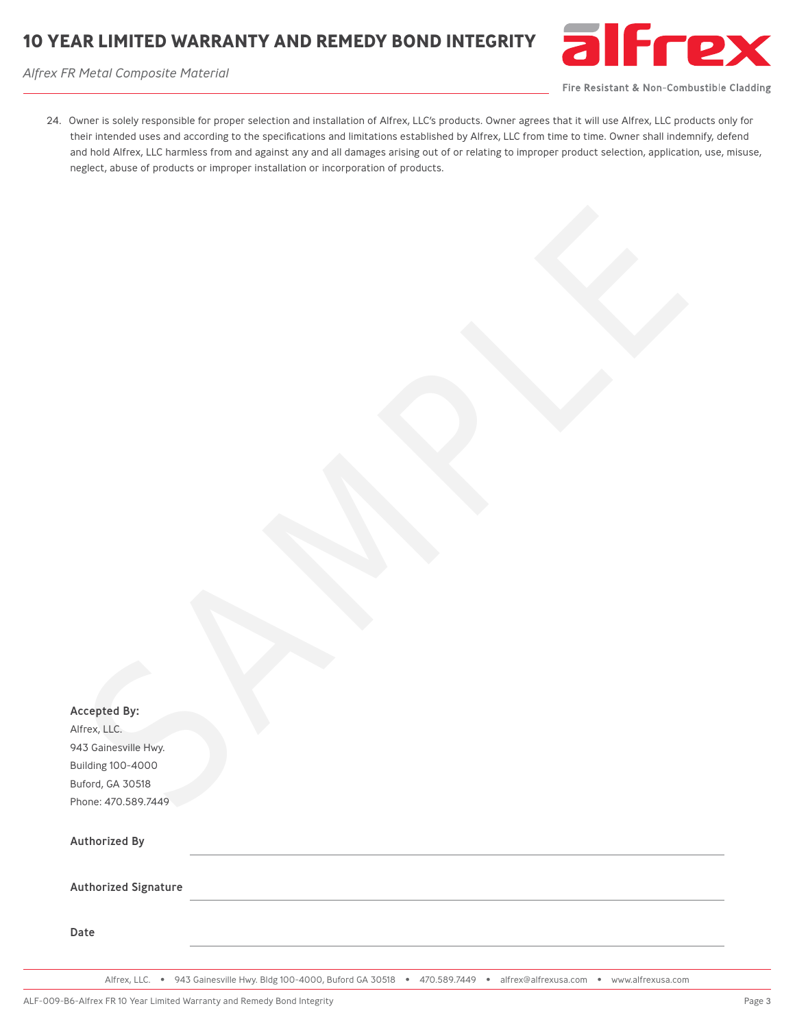24. Owner is solely responsible for proper selection and installation of Alfrex, LLC's products. Owner agrees that it will use Alfrex, LLC products only for their intended uses and according to the specifications and limitations established by Alfrex, LLC from time to time. Owner shall indemnify, defend and hold Alfrex, LLC harmless from and against any and all damages arising out of or relating to improper product selection, application, use, misuse, neglect, abuse of products or improper installation or incorporation of products.

**Accepted By:**

Alfrex, LLC.
943 Gainesville Hwy.
Building 100-4000
Buford, GA 30518
Phone: 470.589.7449

**Authorized By** ______________________________

**Authorized Signature** ______________________________

**Date** ______________________________